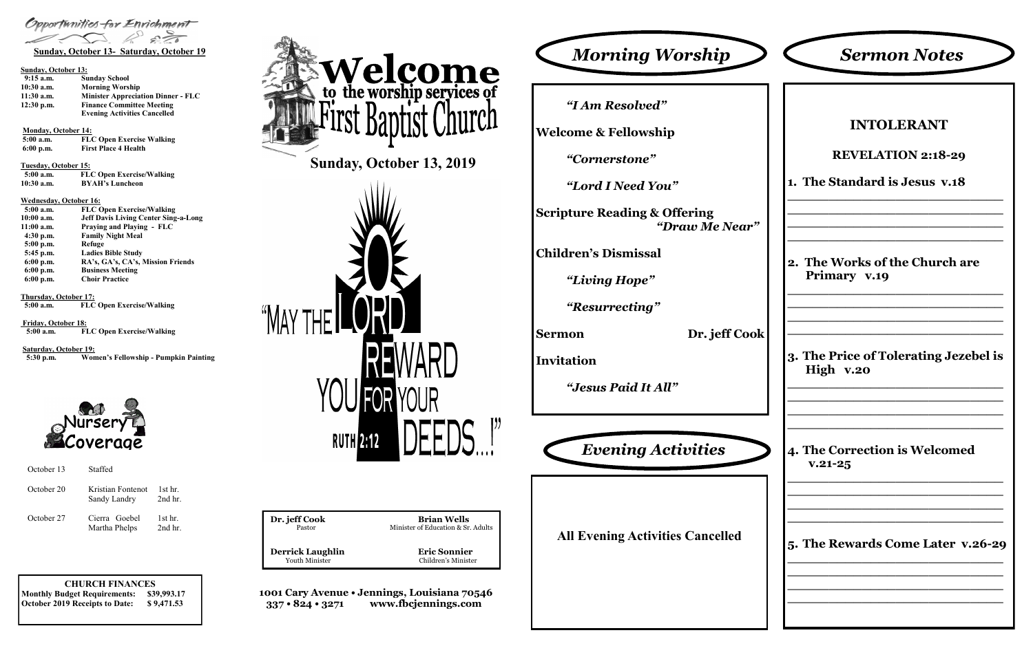## Opportunities for Enrichment

**Sunday, October 13- Saturday, October 19**

**Sunday, October 13:**

| | |
|---|---|
| 9:15 a.m. | Sunday School |
| 10:30 a.m. | Morning Worship |
| 11:30 a.m. | Minister Appreciation Dinner - FLC |
| 12:30 p.m. | Finance Committee Meeting |
| | Evening Activities Cancelled |

**Monday, October 14:**

| | |
|---|---|
| 5:00 a.m. | FLC Open Exercise Walking |
| 6:00 p.m. | First Place 4 Health |

**Tuesday, October 15:**

| | |
|---|---|
| 5:00 a.m. | FLC Open Exercise/Walking |
| 10:30 a.m. | BYAH's Luncheon |

**Wednesday, October 16:**

| | |
|---|---|
| 5:00 a.m. | FLC Open Exercise/Walking |
| 10:00 a.m. | Jeff Davis Living Center Sing-a-Long |
| 11:00 a.m. | Praying and Playing - FLC |
| 4:30 p.m. | Family Night Meal |
| 5:00 p.m. | Refuge |
| 5:45 p.m. | Ladies Bible Study |
| 6:00 p.m. | RA's, GA's, CA's, Mission Friends |
| 6:00 p.m. | Business Meeting |
| 6:00 p.m. | Choir Practice |

**Thursday, October 17:**

| | |
|---|---|
| 5:00 a.m. | FLC Open Exercise/Walking |

**Friday, October 18:**

| | |
|---|---|
| 5:00 a.m. | FLC Open Exercise/Walking |

**Saturday, October 19:**

| | |
|---|---|
| 5:30 p.m. | Women's Fellowship - Pumpkin Painting |

## Nursery Coverage

| | | |
|---|---|---|
| October 13 | Staffed | |
| October 20 | Kristian Fontenot | 1st hr. |
| | Sandy Landry | 2nd hr. |
| October 27 | Cierra Goebel | 1st hr. |
| | Martha Phelps | 2nd hr. |

**CHURCH FINANCES**

| | |
|---|---|
| Monthly Budget Requirements: | $39,993.17 |
| October 2019 Receipts to Date: | $ 9,471.53 |

# Welcome to the worship services of First Baptist Church

## Sunday, October 13, 2019

"MAY THE LORD REWARD YOU FOR YOUR DEEDS...!" RUTH 2:12

| | |
|---|---|
| **Dr. jeff Cook** | **Brian Wells** |
| Pastor | Minister of Education & Sr. Adults |
| **Derrick Laughlin** | **Eric Sonnier** |
| Youth Minister | Children's Minister |

**1001 Cary Avenue • Jennings, Louisiana 70546**
**337 • 824 • 3271 www.fbcjennings.com**

## Morning Worship

*"I Am Resolved"*

**Welcome & Fellowship**

*"Cornerstone"*

*"Lord I Need You"*

**Scripture Reading & Offering** *"Draw Me Near"*

**Children's Dismissal**

*"Living Hope"*

*"Resurrecting"*

**Sermon** **Dr. jeff Cook**

**Invitation**

*"Jesus Paid It All"*

## Evening Activities

**All Evening Activities Cancelled**

## Sermon Notes

### INTOLERANT

### REVELATION 2:18-29

1. **The Standard is Jesus v.18**

 ______________________________

 ______________________________

 ______________________________

 ______________________________

2. **The Works of the Church are Primary v.19**

 ______________________________

 ______________________________

 ______________________________

 ______________________________

3. **The Price of Tolerating Jezebel is High v.20**

 ______________________________

 ______________________________

 ______________________________

 ______________________________

4. **The Correction is Welcomed v.21-25**

 ______________________________

 ______________________________

 ______________________________

 ______________________________

5. **The Rewards Come Later v.26-29**

 ______________________________

 ______________________________

 ______________________________

 ______________________________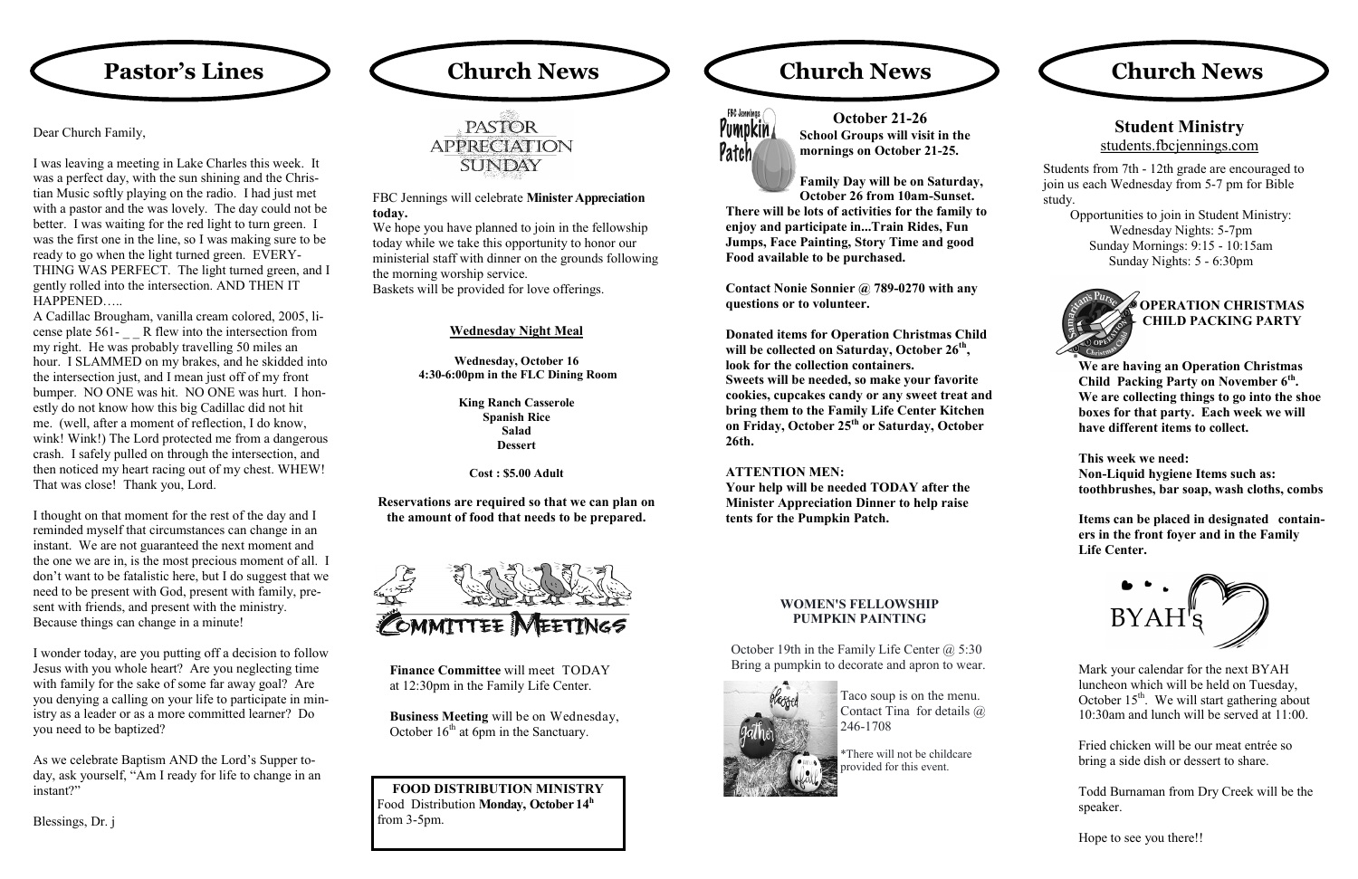# Pastor's Lines

Dear Church Family,

I was leaving a meeting in Lake Charles this week. It was a perfect day, with the sun shining and the Christian Music softly playing on the radio. I had just met with a pastor and the was lovely. The day could not be better. I was waiting for the red light to turn green. I was the first one in the line, so I was making sure to be ready to go when the light turned green. EVERYTHING WAS PERFECT. The light turned green, and I gently rolled into the intersection. AND THEN IT HAPPENED…..

A Cadillac Brougham, vanilla cream colored, 2005, license plate 561- _ _ R flew into the intersection from my right. He was probably travelling 50 miles an hour. I SLAMMED on my brakes, and he skidded into the intersection just, and I mean just off of my front bumper. NO ONE was hit. NO ONE was hurt. I honestly do not know how this big Cadillac did not hit me. (well, after a moment of reflection, I do know, wink! Wink!) The Lord protected me from a dangerous crash. I safely pulled on through the intersection, and then noticed my heart racing out of my chest. WHEW! That was close! Thank you, Lord.

I thought on that moment for the rest of the day and I reminded myself that circumstances can change in an instant. We are not guaranteed the next moment and the one we are in, is the most precious moment of all. I don't want to be fatalistic here, but I do suggest that we need to be present with God, present with family, present with friends, and present with the ministry. Because things can change in a minute!

I wonder today, are you putting off a decision to follow Jesus with you whole heart? Are you neglecting time with family for the sake of some far away goal? Are you denying a calling on your life to participate in ministry as a leader or as a more committed learner? Do you need to be baptized?

As we celebrate Baptism AND the Lord's Supper today, ask yourself, "Am I ready for life to change in an instant?"

Blessings, Dr. j

# Church News

## PASTOR APPRECIATION SUNDAY

FBC Jennings will celebrate **Minister Appreciation today.**

We hope you have planned to join in the fellowship today while we take this opportunity to honor our ministerial staff with dinner on the grounds following the morning worship service.

Baskets will be provided for love offerings.

**Wednesday Night Meal**

**Wednesday, October 16**
**4:30-6:00pm in the FLC Dining Room**

**King Ranch Casserole**
**Spanish Rice**
**Salad**
**Dessert**

**Cost : $5.00 Adult**

**Reservations are required so that we can plan on the amount of food that needs to be prepared.**

## COMMITTEE MEETINGS

**Finance Committee** will meet TODAY at 12:30pm in the Family Life Center.

**Business Meeting** will be on Wednesday, October 16th at 6pm in the Sanctuary.

**FOOD DISTRIBUTION MINISTRY**
Food Distribution **Monday, October 14h** from 3-5pm.

# Church News

FBC Jennings Pumpkin Patch

**October 21-26**
**School Groups will visit in the mornings on October 21-25.**

**Family Day will be on Saturday, October 26 from 10am-Sunset. There will be lots of activities for the family to enjoy and participate in...Train Rides, Fun Jumps, Face Painting, Story Time and good Food available to be purchased.**

**Contact Nonie Sonnier @ 789-0270 with any questions or to volunteer.**

**Donated items for Operation Christmas Child will be collected on Saturday, October 26th, look for the collection containers.**
**Sweets will be needed, so make your favorite cookies, cupcakes candy or any sweet treat and bring them to the Family Life Center Kitchen on Friday, October 25th or Saturday, October 26th.**

**ATTENTION MEN:**
**Your help will be needed TODAY after the Minister Appreciation Dinner to help raise tents for the Pumpkin Patch.**

**WOMEN'S FELLOWSHIP PUMPKIN PAINTING**

October 19th in the Family Life Center @ 5:30
Bring a pumpkin to decorate and apron to wear.

Taco soup is on the menu. Contact Tina for details @ 246-1708

*There will not be childcare provided for this event.

# Church News

## Student Ministry

students.fbcjennings.com

Students from 7th - 12th grade are encouraged to join us each Wednesday from 5-7 pm for Bible study.

Opportunities to join in Student Ministry:
Wednesday Nights: 5-7pm
Sunday Mornings: 9:15 - 10:15am
Sunday Nights: 5 - 6:30pm

**OPERATION CHRISTMAS CHILD PACKING PARTY**

**We are having an Operation Christmas Child Packing Party on November 6th. We are collecting things to go into the shoe boxes for that party. Each week we will have different items to collect.**

**This week we need:**
**Non-Liquid hygiene Items such as: toothbrushes, bar soap, wash cloths, combs**

**Items can be placed in designated containers in the front foyer and in the Family Life Center.**

BYAH's

Mark your calendar for the next BYAH luncheon which will be held on Tuesday, October 15th. We will start gathering about 10:30am and lunch will be served at 11:00.

Fried chicken will be our meat entrée so bring a side dish or dessert to share.

Todd Burnaman from Dry Creek will be the speaker.

Hope to see you there!!